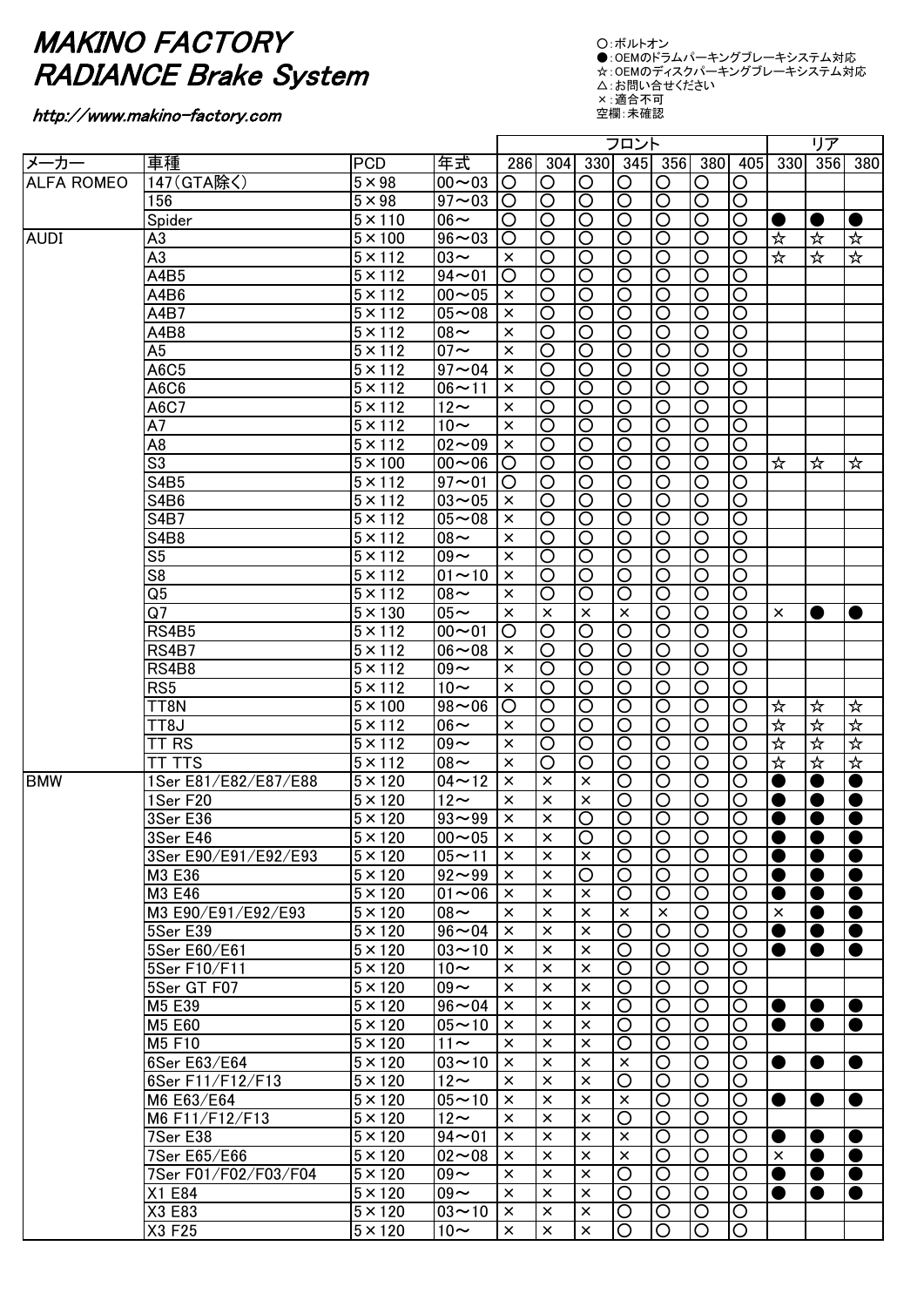# MAKINO FACTORY
# RADIANCE Brake System

http://www.makino-factory.com

○:ボルトオン
●:OEMのドラムパーキングブレーキシステム対応
☆:OEMのディスクパーキングブレーキシステム対応
△:お問い合せください
×:適合不可
空欄:未確認

| メーカー | 車種 | PCD | 年式 | フロント | | | | | | | リア | | |
|---|---|---|---|---|---|---|---|---|---|---|---|---|---|
| | | | | 286 | 304 | 330 | 345 | 356 | 380 | 405 | 330 | 356 | 380 |
| ALFA ROMEO | 147(GTA除く) | 5×98 | 00～03 | ○ | ○ | ○ | ○ | ○ | ○ | ○ | | | |
| | 156 | 5×98 | 97～03 | ○ | ○ | ○ | ○ | ○ | ○ | ○ | | | |
| | Spider | 5×110 | 06～ | ○ | ○ | ○ | ○ | ○ | ○ | ○ | ● | ● | ● |
| AUDI | A3 | 5×100 | 96～03 | ○ | ○ | ○ | ○ | ○ | ○ | ○ | ☆ | ☆ | ☆ |
| | A3 | 5×112 | 03～ | × | ○ | ○ | ○ | ○ | ○ | ○ | ☆ | ☆ | ☆ |
| | A4B5 | 5×112 | 94～01 | ○ | ○ | ○ | ○ | ○ | ○ | ○ | | | |
| | A4B6 | 5×112 | 00～05 | × | ○ | ○ | ○ | ○ | ○ | ○ | | | |
| | A4B7 | 5×112 | 05～08 | × | ○ | ○ | ○ | ○ | ○ | ○ | | | |
| | A4B8 | 5×112 | 08～ | × | ○ | ○ | ○ | ○ | ○ | ○ | | | |
| | A5 | 5×112 | 07～ | × | ○ | ○ | ○ | ○ | ○ | ○ | | | |
| | A6C5 | 5×112 | 97～04 | × | ○ | ○ | ○ | ○ | ○ | ○ | | | |
| | A6C6 | 5×112 | 06～11 | × | ○ | ○ | ○ | ○ | ○ | ○ | | | |
| | A6C7 | 5×112 | 12～ | × | ○ | ○ | ○ | ○ | ○ | ○ | | | |
| | A7 | 5×112 | 10～ | × | ○ | ○ | ○ | ○ | ○ | ○ | | | |
| | A8 | 5×112 | 02～09 | × | ○ | ○ | ○ | ○ | ○ | ○ | | | |
| | S3 | 5×100 | 00～06 | ○ | ○ | ○ | ○ | ○ | ○ | ○ | ☆ | ☆ | ☆ |
| | S4B5 | 5×112 | 97～01 | ○ | ○ | ○ | ○ | ○ | ○ | ○ | | | |
| | S4B6 | 5×112 | 03～05 | × | ○ | ○ | ○ | ○ | ○ | ○ | | | |
| | S4B7 | 5×112 | 05～08 | × | ○ | ○ | ○ | ○ | ○ | ○ | | | |
| | S4B8 | 5×112 | 08～ | × | ○ | ○ | ○ | ○ | ○ | ○ | | | |
| | S5 | 5×112 | 09～ | × | ○ | ○ | ○ | ○ | ○ | ○ | | | |
| | S8 | 5×112 | 01～10 | × | ○ | ○ | ○ | ○ | ○ | ○ | | | |
| | Q5 | 5×112 | 08～ | × | ○ | ○ | ○ | ○ | ○ | ○ | | | |
| | Q7 | 5×130 | 05～ | × | × | × | × | ○ | ○ | ○ | × | ● | ● |
| | RS4B5 | 5×112 | 00～01 | ○ | ○ | ○ | ○ | ○ | ○ | ○ | | | |
| | RS4B7 | 5×112 | 06～08 | × | ○ | ○ | ○ | ○ | ○ | ○ | | | |
| | RS4B8 | 5×112 | 09～ | × | ○ | ○ | ○ | ○ | ○ | ○ | | | |
| | RS5 | 5×112 | 10～ | × | ○ | ○ | ○ | ○ | ○ | ○ | | | |
| | TT8N | 5×100 | 98～06 | ○ | ○ | ○ | ○ | ○ | ○ | ○ | ☆ | ☆ | ☆ |
| | TT8J | 5×112 | 06～ | × | ○ | ○ | ○ | ○ | ○ | ○ | ☆ | ☆ | ☆ |
| | TT RS | 5×112 | 09～ | × | ○ | ○ | ○ | ○ | ○ | ○ | ☆ | ☆ | ☆ |
| | TT TTS | 5×112 | 08～ | × | ○ | ○ | ○ | ○ | ○ | ○ | ☆ | ☆ | ☆ |
| BMW | 1Ser E81/E82/E87/E88 | 5×120 | 04～12 | × | × | × | ○ | ○ | ○ | ○ | ● | ● | ● |
| | 1Ser F20 | 5×120 | 12～ | × | × | × | ○ | ○ | ○ | ○ | ● | ● | ● |
| | 3Ser E36 | 5×120 | 93～99 | × | × | ○ | ○ | ○ | ○ | ○ | ● | ● | ● |
| | 3Ser E46 | 5×120 | 00～05 | × | × | ○ | ○ | ○ | ○ | ○ | ● | ● | ● |
| | 3Ser E90/E91/E92/E93 | 5×120 | 05～11 | × | × | × | ○ | ○ | ○ | ○ | ● | ● | ● |
| | M3 E36 | 5×120 | 92～99 | × | × | ○ | ○ | ○ | ○ | ○ | ● | ● | ● |
| | M3 E46 | 5×120 | 01～06 | × | × | × | ○ | ○ | ○ | ○ | ● | ● | ● |
| | M3 E90/E91/E92/E93 | 5×120 | 08～ | × | × | × | × | × | ○ | ○ | × | ● | ● |
| | 5Ser E39 | 5×120 | 96～04 | × | × | × | ○ | ○ | ○ | ○ | ● | ● | ● |
| | 5Ser E60/E61 | 5×120 | 03～10 | × | × | × | ○ | ○ | ○ | ○ | ● | ● | ● |
| | 5Ser F10/F11 | 5×120 | 10～ | × | × | × | ○ | ○ | ○ | ○ | | | |
| | 5Ser GT F07 | 5×120 | 09～ | × | × | × | ○ | ○ | ○ | ○ | | | |
| | M5 E39 | 5×120 | 96～04 | × | × | × | ○ | ○ | ○ | ○ | ● | ● | ● |
| | M5 E60 | 5×120 | 05～10 | × | × | × | ○ | ○ | ○ | ○ | ● | ● | ● |
| | M5 F10 | 5×120 | 11～ | × | × | × | ○ | ○ | ○ | ○ | | | |
| | 6Ser E63/E64 | 5×120 | 03～10 | × | × | × | × | ○ | ○ | ○ | ● | ● | ● |
| | 6Ser F11/F12/F13 | 5×120 | 12～ | × | × | × | ○ | ○ | ○ | ○ | | | |
| | M6 E63/E64 | 5×120 | 05～10 | × | × | × | × | ○ | ○ | ○ | ● | ● | ● |
| | M6 F11/F12/F13 | 5×120 | 12～ | × | × | × | ○ | ○ | ○ | ○ | | | |
| | 7Ser E38 | 5×120 | 94～01 | × | × | × | × | ○ | ○ | ○ | ● | ● | ● |
| | 7Ser E65/E66 | 5×120 | 02～08 | × | × | × | × | ○ | ○ | ○ | × | ● | ● |
| | 7Ser F01/F02/F03/F04 | 5×120 | 09～ | × | × | × | ○ | ○ | ○ | ○ | ● | ● | ● |
| | X1 E84 | 5×120 | 09～ | × | × | × | ○ | ○ | ○ | ○ | ● | ● | ● |
| | X3 E83 | 5×120 | 03～10 | × | × | × | ○ | ○ | ○ | ○ | | | |
| | X3 F25 | 5×120 | 10～ | × | × | × | ○ | ○ | ○ | ○ | | | |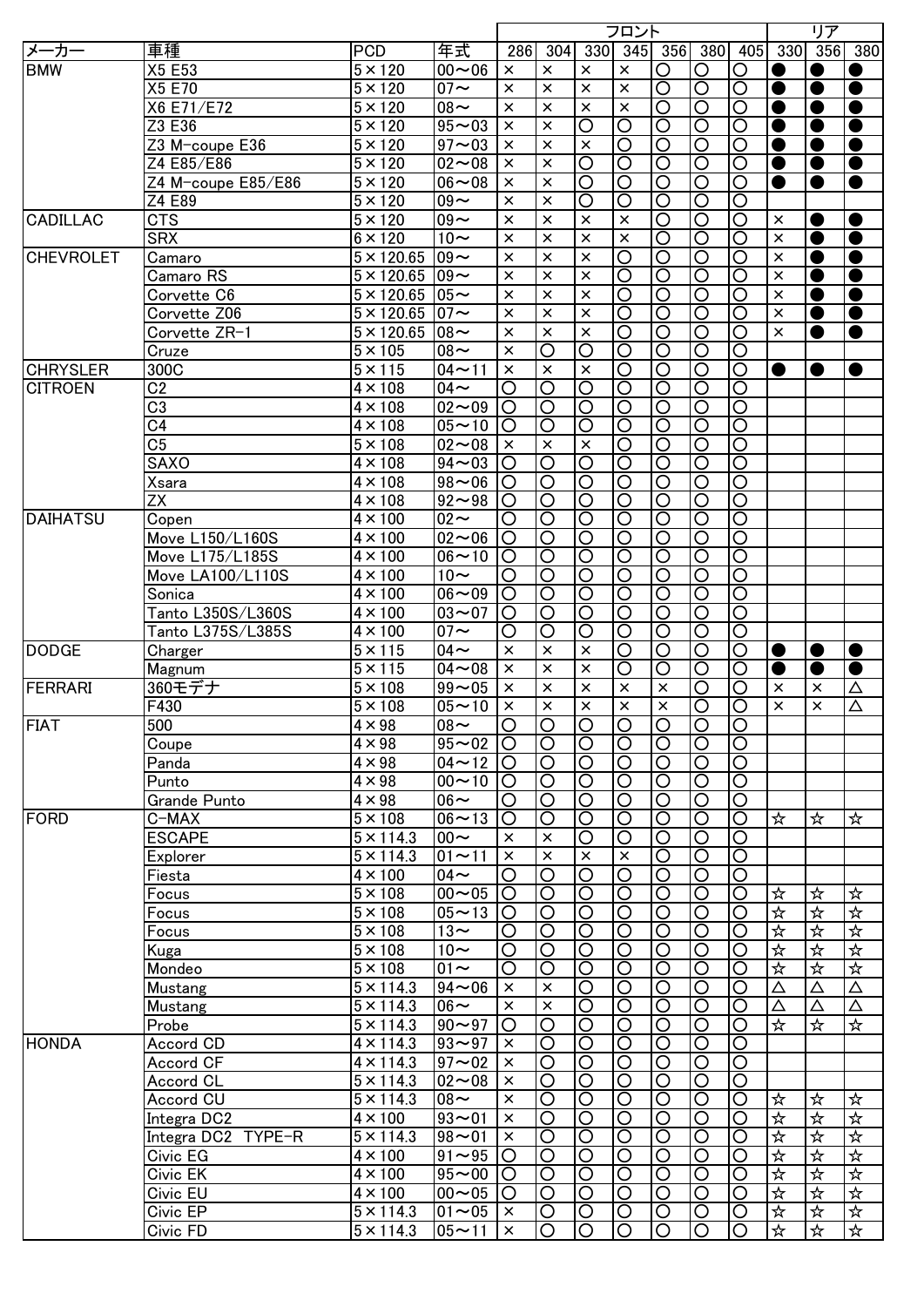| メーカー | 車種 | PCD | 年式 | フロント | | | | | | | リア | | |
|---|---|---|---|---|---|---|---|---|---|---|---|---|---|
| | | | | 286 | 304 | 330 | 345 | 356 | 380 | 405 | 330 | 356 | 380 |
| BMW | X5 E53 | 5×120 | 00～06 | × | × | × | × | ○ | ○ | ○ | ● | ● | ● |
| | X5 E70 | 5×120 | 07～ | × | × | × | × | ○ | ○ | ○ | ● | ● | ● |
| | X6 E71/E72 | 5×120 | 08～ | × | × | × | × | ○ | ○ | ○ | ● | ● | ● |
| | Z3 E36 | 5×120 | 95～03 | × | × | ○ | ○ | ○ | ○ | ○ | ● | ● | ● |
| | Z3 M-coupe E36 | 5×120 | 97～03 | × | × | × | ○ | ○ | ○ | ○ | ● | ● | ● |
| | Z4 E85/E86 | 5×120 | 02～08 | × | × | ○ | ○ | ○ | ○ | ○ | ● | ● | ● |
| | Z4 M-coupe E85/E86 | 5×120 | 06～08 | × | × | ○ | ○ | ○ | ○ | ○ | ● | ● | ● |
| | Z4 E89 | 5×120 | 09～ | × | × | ○ | ○ | ○ | ○ | ○ | | | |
| CADILLAC | CTS | 5×120 | 09～ | × | × | × | × | ○ | ○ | ○ | × | ● | ● |
| | SRX | 6×120 | 10～ | × | × | × | × | ○ | ○ | ○ | × | ● | ● |
| CHEVROLET | Camaro | 5×120.65 | 09～ | × | × | × | ○ | ○ | ○ | ○ | × | ● | ● |
| | Camaro RS | 5×120.65 | 09～ | × | × | × | ○ | ○ | ○ | ○ | × | ● | ● |
| | Corvette C6 | 5×120.65 | 05～ | × | × | × | ○ | ○ | ○ | ○ | × | ● | ● |
| | Corvette Z06 | 5×120.65 | 07～ | × | × | × | ○ | ○ | ○ | ○ | × | ● | ● |
| | Corvette ZR-1 | 5×120.65 | 08～ | × | × | × | ○ | ○ | ○ | ○ | × | ● | ● |
| | Cruze | 5×105 | 08～ | × | ○ | ○ | ○ | ○ | ○ | ○ | | | |
| CHRYSLER | 300C | 5×115 | 04～11 | × | × | × | ○ | ○ | ○ | ○ | ● | ● | ● |
| CITROEN | C2 | 4×108 | 04～ | ○ | ○ | ○ | ○ | ○ | ○ | ○ | | | |
| | C3 | 4×108 | 02～09 | ○ | ○ | ○ | ○ | ○ | ○ | ○ | | | |
| | C4 | 4×108 | 05～10 | ○ | ○ | ○ | ○ | ○ | ○ | ○ | | | |
| | C5 | 5×108 | 02～08 | × | × | × | ○ | ○ | ○ | ○ | | | |
| | SAXO | 4×108 | 94～03 | ○ | ○ | ○ | ○ | ○ | ○ | ○ | | | |
| | Xsara | 4×108 | 98～06 | ○ | ○ | ○ | ○ | ○ | ○ | ○ | | | |
| | ZX | 4×108 | 92～98 | ○ | ○ | ○ | ○ | ○ | ○ | ○ | | | |
| DAIHATSU | Copen | 4×100 | 02～ | ○ | ○ | ○ | ○ | ○ | ○ | ○ | | | |
| | Move L150/L160S | 4×100 | 02～06 | ○ | ○ | ○ | ○ | ○ | ○ | ○ | | | |
| | Move L175/L185S | 4×100 | 06～10 | ○ | ○ | ○ | ○ | ○ | ○ | ○ | | | |
| | Move LA100/L110S | 4×100 | 10～ | ○ | ○ | ○ | ○ | ○ | ○ | ○ | | | |
| | Sonica | 4×100 | 06～09 | ○ | ○ | ○ | ○ | ○ | ○ | ○ | | | |
| | Tanto L350S/L360S | 4×100 | 03～07 | ○ | ○ | ○ | ○ | ○ | ○ | ○ | | | |
| | Tanto L375S/L385S | 4×100 | 07～ | ○ | ○ | ○ | ○ | ○ | ○ | ○ | | | |
| DODGE | Charger | 5×115 | 04～ | × | × | × | ○ | ○ | ○ | ○ | ● | ● | ● |
| | Magnum | 5×115 | 04～08 | × | × | × | ○ | ○ | ○ | ○ | ● | ● | ● |
| FERRARI | 360モデナ | 5×108 | 99～05 | × | × | × | × | × | ○ | ○ | × | × | △ |
| | F430 | 5×108 | 05～10 | × | × | × | × | × | ○ | ○ | × | × | △ |
| FIAT | 500 | 4×98 | 08～ | ○ | ○ | ○ | ○ | ○ | ○ | ○ | | | |
| | Coupe | 4×98 | 95～02 | ○ | ○ | ○ | ○ | ○ | ○ | ○ | | | |
| | Panda | 4×98 | 04～12 | ○ | ○ | ○ | ○ | ○ | ○ | ○ | | | |
| | Punto | 4×98 | 00～10 | ○ | ○ | ○ | ○ | ○ | ○ | ○ | | | |
| | Grande Punto | 4×98 | 06～ | ○ | ○ | ○ | ○ | ○ | ○ | ○ | | | |
| FORD | C-MAX | 5×108 | 06～13 | ○ | ○ | ○ | ○ | ○ | ○ | ○ | ☆ | ☆ | ☆ |
| | ESCAPE | 5×114.3 | 00～ | × | × | ○ | ○ | ○ | ○ | ○ | | | |
| | Explorer | 5×114.3 | 01～11 | × | × | × | × | ○ | ○ | ○ | | | |
| | Fiesta | 4×100 | 04～ | ○ | ○ | ○ | ○ | ○ | ○ | ○ | | | |
| | Focus | 5×108 | 00～05 | ○ | ○ | ○ | ○ | ○ | ○ | ○ | ☆ | ☆ | ☆ |
| | Focus | 5×108 | 05～13 | ○ | ○ | ○ | ○ | ○ | ○ | ○ | ☆ | ☆ | ☆ |
| | Focus | 5×108 | 13～ | ○ | ○ | ○ | ○ | ○ | ○ | ○ | ☆ | ☆ | ☆ |
| | Kuga | 5×108 | 10～ | ○ | ○ | ○ | ○ | ○ | ○ | ○ | ☆ | ☆ | ☆ |
| | Mondeo | 5×108 | 01～ | ○ | ○ | ○ | ○ | ○ | ○ | ○ | ☆ | ☆ | ☆ |
| | Mustang | 5×114.3 | 94～06 | × | × | ○ | ○ | ○ | ○ | ○ | △ | △ | △ |
| | Mustang | 5×114.3 | 06～ | × | × | ○ | ○ | ○ | ○ | ○ | △ | △ | △ |
| | Probe | 5×114.3 | 90～97 | ○ | ○ | ○ | ○ | ○ | ○ | ○ | ☆ | ☆ | ☆ |
| HONDA | Accord CD | 4×114.3 | 93～97 | × | ○ | ○ | ○ | ○ | ○ | ○ | | | |
| | Accord CF | 4×114.3 | 97～02 | × | ○ | ○ | ○ | ○ | ○ | ○ | | | |
| | Accord CL | 5×114.3 | 02～08 | × | ○ | ○ | ○ | ○ | ○ | ○ | | | |
| | Accord CU | 5×114.3 | 08～ | × | ○ | ○ | ○ | ○ | ○ | ○ | ☆ | ☆ | ☆ |
| | Integra DC2 | 4×100 | 93～01 | × | ○ | ○ | ○ | ○ | ○ | ○ | ☆ | ☆ | ☆ |
| | Integra DC2 TYPE-R | 5×114.3 | 98～01 | × | ○ | ○ | ○ | ○ | ○ | ○ | ☆ | ☆ | ☆ |
| | Civic EG | 4×100 | 91～95 | ○ | ○ | ○ | ○ | ○ | ○ | ○ | ☆ | ☆ | ☆ |
| | Civic EK | 4×100 | 95～00 | ○ | ○ | ○ | ○ | ○ | ○ | ○ | ☆ | ☆ | ☆ |
| | Civic EU | 4×100 | 00～05 | ○ | ○ | ○ | ○ | ○ | ○ | ○ | ☆ | ☆ | ☆ |
| | Civic EP | 5×114.3 | 01～05 | × | ○ | ○ | ○ | ○ | ○ | ○ | ☆ | ☆ | ☆ |
| | Civic FD | 5×114.3 | 05～11 | × | ○ | ○ | ○ | ○ | ○ | ○ | ☆ | ☆ | ☆ |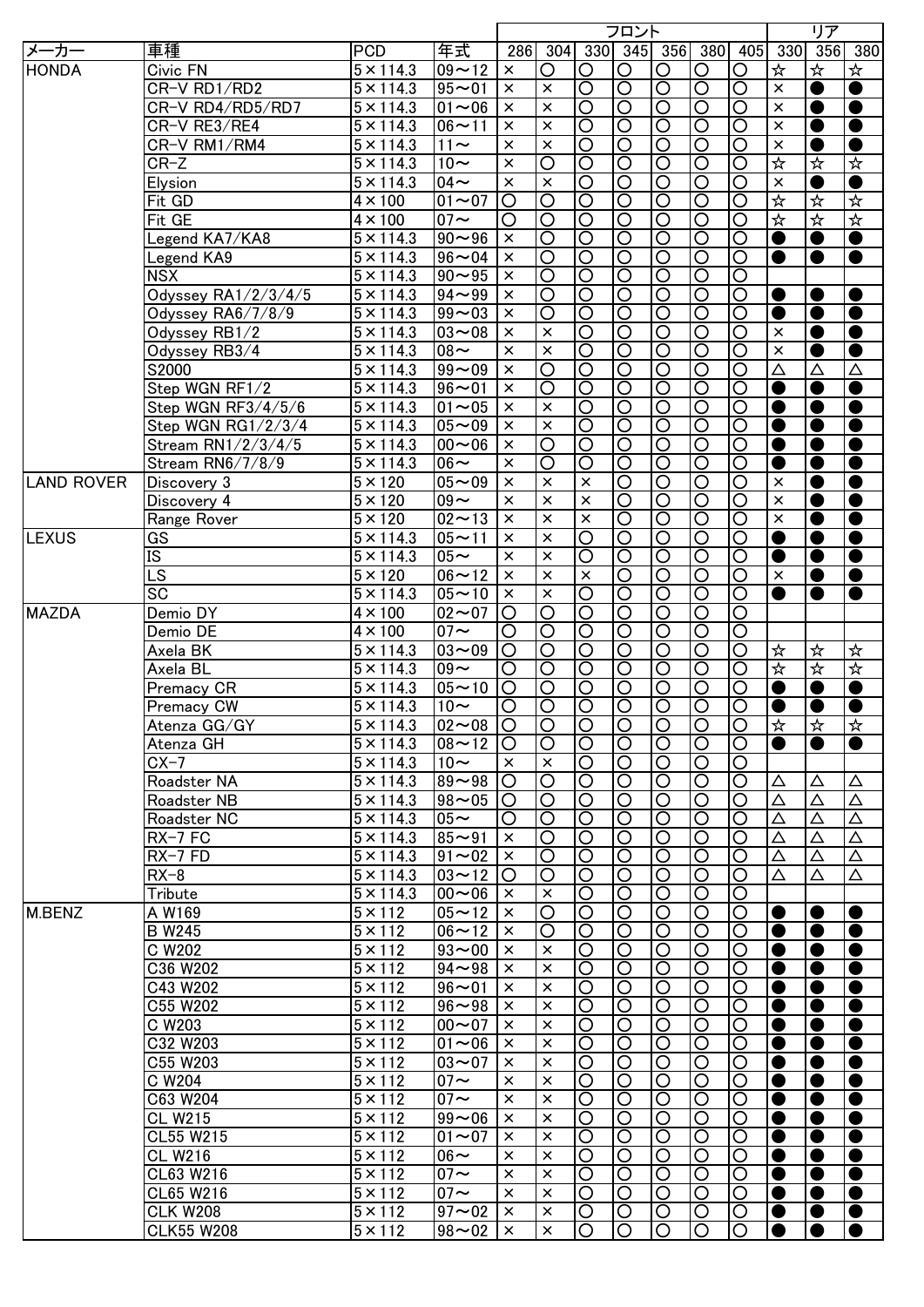| メーカー | 車種 | PCD | 年式 | フロント | | | | | | | リア | | |
|---|---|---|---|---|---|---|---|---|---|---|---|---|---|
| | | | | 286 | 304 | 330 | 345 | 356 | 380 | 405 | 330 | 356 | 380 |
| HONDA | Civic FN | 5×114.3 | 09～12 | × | ○ | ○ | ○ | ○ | ○ | ○ | ☆ | ☆ | ☆ |
| | CR-V RD1/RD2 | 5×114.3 | 95～01 | × | × | ○ | ○ | ○ | ○ | ○ | × | ● | ● |
| | CR-V RD4/RD5/RD7 | 5×114.3 | 01～06 | × | × | ○ | ○ | ○ | ○ | ○ | × | ● | ● |
| | CR-V RE3/RE4 | 5×114.3 | 06～11 | × | × | ○ | ○ | ○ | ○ | ○ | × | ● | ● |
| | CR-V RM1/RM4 | 5×114.3 | 11～ | × | × | ○ | ○ | ○ | ○ | ○ | × | ● | ● |
| | CR-Z | 5×114.3 | 10～ | × | ○ | ○ | ○ | ○ | ○ | ○ | ☆ | ☆ | ☆ |
| | Elysion | 5×114.3 | 04～ | × | × | ○ | ○ | ○ | ○ | ○ | × | ● | ● |
| | Fit GD | 4×100 | 01～07 | ○ | ○ | ○ | ○ | ○ | ○ | ○ | ☆ | ☆ | ☆ |
| | Fit GE | 4×100 | 07～ | ○ | ○ | ○ | ○ | ○ | ○ | ○ | ☆ | ☆ | ☆ |
| | Legend KA7/KA8 | 5×114.3 | 90～96 | × | ○ | ○ | ○ | ○ | ○ | ○ | ● | ● | ● |
| | Legend KA9 | 5×114.3 | 96～04 | × | ○ | ○ | ○ | ○ | ○ | ○ | ● | ● | ● |
| | NSX | 5×114.3 | 90～95 | × | ○ | ○ | ○ | ○ | ○ | ○ | | | |
| | Odyssey RA1/2/3/4/5 | 5×114.3 | 94～99 | × | ○ | ○ | ○ | ○ | ○ | ○ | ● | ● | ● |
| | Odyssey RA6/7/8/9 | 5×114.3 | 99～03 | × | ○ | ○ | ○ | ○ | ○ | ○ | ● | ● | ● |
| | Odyssey RB1/2 | 5×114.3 | 03～08 | × | × | ○ | ○ | ○ | ○ | ○ | × | ● | ● |
| | Odyssey RB3/4 | 5×114.3 | 08～ | × | × | ○ | ○ | ○ | ○ | ○ | × | ● | ● |
| | S2000 | 5×114.3 | 99～09 | × | ○ | ○ | ○ | ○ | ○ | ○ | △ | △ | △ |
| | Step WGN RF1/2 | 5×114.3 | 96～01 | × | ○ | ○ | ○ | ○ | ○ | ○ | ● | ● | ● |
| | Step WGN RF3/4/5/6 | 5×114.3 | 01～05 | × | × | ○ | ○ | ○ | ○ | ○ | ● | ● | ● |
| | Step WGN RG1/2/3/4 | 5×114.3 | 05～09 | × | × | ○ | ○ | ○ | ○ | ○ | ● | ● | ● |
| | Stream RN1/2/3/4/5 | 5×114.3 | 00～06 | × | ○ | ○ | ○ | ○ | ○ | ○ | ● | ● | ● |
| | Stream RN6/7/8/9 | 5×114.3 | 06～ | × | ○ | ○ | ○ | ○ | ○ | ○ | ● | ● | ● |
| LAND ROVER | Discovery 3 | 5×120 | 05～09 | × | × | × | ○ | ○ | ○ | ○ | × | ● | ● |
| | Discovery 4 | 5×120 | 09～ | × | × | × | ○ | ○ | ○ | ○ | × | ● | ● |
| | Range Rover | 5×120 | 02～13 | × | × | × | ○ | ○ | ○ | ○ | × | ● | ● |
| LEXUS | GS | 5×114.3 | 05～11 | × | × | ○ | ○ | ○ | ○ | ○ | ● | ● | ● |
| | IS | 5×114.3 | 05～ | × | × | ○ | ○ | ○ | ○ | ○ | ● | ● | ● |
| | LS | 5×120 | 06～12 | × | × | × | ○ | ○ | ○ | ○ | × | ● | ● |
| | SC | 5×114.3 | 05～10 | × | × | ○ | ○ | ○ | ○ | ○ | ● | ● | ● |
| MAZDA | Demio DY | 4×100 | 02～07 | ○ | ○ | ○ | ○ | ○ | ○ | ○ | | | |
| | Demio DE | 4×100 | 07～ | ○ | ○ | ○ | ○ | ○ | ○ | ○ | | | |
| | Axela BK | 5×114.3 | 03～09 | ○ | ○ | ○ | ○ | ○ | ○ | ○ | ☆ | ☆ | ☆ |
| | Axela BL | 5×114.3 | 09～ | ○ | ○ | ○ | ○ | ○ | ○ | ○ | ☆ | ☆ | ☆ |
| | Premacy CR | 5×114.3 | 05～10 | ○ | ○ | ○ | ○ | ○ | ○ | ○ | ● | ● | ● |
| | Premacy CW | 5×114.3 | 10～ | ○ | ○ | ○ | ○ | ○ | ○ | ○ | ● | ● | ● |
| | Atenza GG/GY | 5×114.3 | 02～08 | ○ | ○ | ○ | ○ | ○ | ○ | ○ | ☆ | ☆ | ☆ |
| | Atenza GH | 5×114.3 | 08～12 | ○ | ○ | ○ | ○ | ○ | ○ | ○ | ● | ● | ● |
| | CX-7 | 5×114.3 | 10～ | × | × | ○ | ○ | ○ | ○ | ○ | | | |
| | Roadster NA | 5×114.3 | 89～98 | ○ | ○ | ○ | ○ | ○ | ○ | ○ | △ | △ | △ |
| | Roadster NB | 5×114.3 | 98～05 | ○ | ○ | ○ | ○ | ○ | ○ | ○ | △ | △ | △ |
| | Roadster NC | 5×114.3 | 05～ | ○ | ○ | ○ | ○ | ○ | ○ | ○ | △ | △ | △ |
| | RX-7 FC | 5×114.3 | 85～91 | × | ○ | ○ | ○ | ○ | ○ | ○ | △ | △ | △ |
| | RX-7 FD | 5×114.3 | 91～02 | × | ○ | ○ | ○ | ○ | ○ | ○ | △ | △ | △ |
| | RX-8 | 5×114.3 | 03～12 | ○ | ○ | ○ | ○ | ○ | ○ | ○ | △ | △ | △ |
| | Tribute | 5×114.3 | 00～06 | × | × | ○ | ○ | ○ | ○ | ○ | | | |
| M.BENZ | A W169 | 5×112 | 05～12 | × | ○ | ○ | ○ | ○ | ○ | ○ | ● | ● | ● |
| | B W245 | 5×112 | 06～12 | × | ○ | ○ | ○ | ○ | ○ | ○ | ● | ● | ● |
| | C W202 | 5×112 | 93～00 | × | × | ○ | ○ | ○ | ○ | ○ | ● | ● | ● |
| | C36 W202 | 5×112 | 94～98 | × | × | ○ | ○ | ○ | ○ | ○ | ● | ● | ● |
| | C43 W202 | 5×112 | 96～01 | × | × | ○ | ○ | ○ | ○ | ○ | ● | ● | ● |
| | C55 W202 | 5×112 | 96～98 | × | × | ○ | ○ | ○ | ○ | ○ | ● | ● | ● |
| | C W203 | 5×112 | 00～07 | × | × | ○ | ○ | ○ | ○ | ○ | ● | ● | ● |
| | C32 W203 | 5×112 | 01～06 | × | × | ○ | ○ | ○ | ○ | ○ | ● | ● | ● |
| | C55 W203 | 5×112 | 03～07 | × | × | ○ | ○ | ○ | ○ | ○ | ● | ● | ● |
| | C W204 | 5×112 | 07～ | × | × | ○ | ○ | ○ | ○ | ○ | ● | ● | ● |
| | C63 W204 | 5×112 | 07～ | × | × | ○ | ○ | ○ | ○ | ○ | ● | ● | ● |
| | CL W215 | 5×112 | 99～06 | × | × | ○ | ○ | ○ | ○ | ○ | ● | ● | ● |
| | CL55 W215 | 5×112 | 01～07 | × | × | ○ | ○ | ○ | ○ | ○ | ● | ● | ● |
| | CL W216 | 5×112 | 06～ | × | × | ○ | ○ | ○ | ○ | ○ | ● | ● | ● |
| | CL63 W216 | 5×112 | 07～ | × | × | ○ | ○ | ○ | ○ | ○ | ● | ● | ● |
| | CL65 W216 | 5×112 | 07～ | × | × | ○ | ○ | ○ | ○ | ○ | ● | ● | ● |
| | CLK W208 | 5×112 | 97～02 | × | × | ○ | ○ | ○ | ○ | ○ | ● | ● | ● |
| | CLK55 W208 | 5×112 | 98～02 | × | × | ○ | ○ | ○ | ○ | ○ | ● | ● | ● |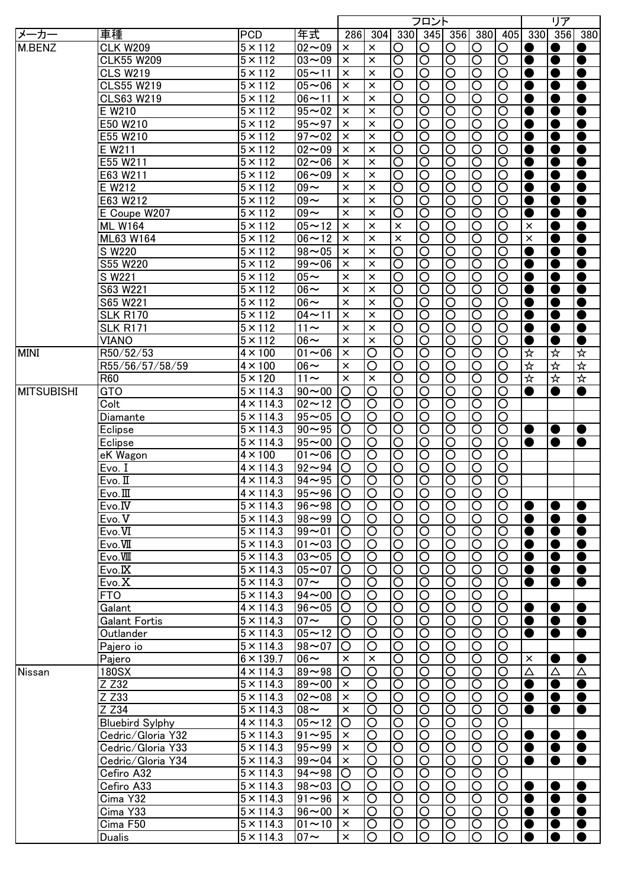| メーカー | 車種 | PCD | 年式 | フロント | | | | | | | リア | | |
|---|---|---|---|---|---|---|---|---|---|---|---|---|---|
| | | | | 286 | 304 | 330 | 345 | 356 | 380 | 405 | 330 | 356 | 380 |
| M.BENZ | CLK W209 | 5×112 | 02～09 | × | × | ○ | ○ | ○ | ○ | ○ | ● | ● | ● |
| | CLK55 W209 | 5×112 | 03～09 | × | × | ○ | ○ | ○ | ○ | ○ | ● | ● | ● |
| | CLS W219 | 5×112 | 05～11 | × | × | ○ | ○ | ○ | ○ | ○ | ● | ● | ● |
| | CLS55 W219 | 5×112 | 05～06 | × | × | ○ | ○ | ○ | ○ | ○ | ● | ● | ● |
| | CLS63 W219 | 5×112 | 06～11 | × | × | ○ | ○ | ○ | ○ | ○ | ● | ● | ● |
| | E W210 | 5×112 | 95～02 | × | × | ○ | ○ | ○ | ○ | ○ | ● | ● | ● |
| | E50 W210 | 5×112 | 95～97 | × | × | ○ | ○ | ○ | ○ | ○ | ● | ● | ● |
| | E55 W210 | 5×112 | 97～02 | × | × | ○ | ○ | ○ | ○ | ○ | ● | ● | ● |
| | E W211 | 5×112 | 02～09 | × | × | ○ | ○ | ○ | ○ | ○ | ● | ● | ● |
| | E55 W211 | 5×112 | 02～06 | × | × | ○ | ○ | ○ | ○ | ○ | ● | ● | ● |
| | E63 W211 | 5×112 | 06～09 | × | × | ○ | ○ | ○ | ○ | ○ | ● | ● | ● |
| | E W212 | 5×112 | 09～ | × | × | ○ | ○ | ○ | ○ | ○ | ● | ● | ● |
| | E63 W212 | 5×112 | 09～ | × | × | ○ | ○ | ○ | ○ | ○ | ● | ● | ● |
| | E Coupe W207 | 5×112 | 09～ | × | × | ○ | ○ | ○ | ○ | ○ | ● | ● | ● |
| | ML W164 | 5×112 | 05～12 | × | × | × | ○ | ○ | ○ | ○ | × | ● | ● |
| | ML63 W164 | 5×112 | 06～12 | × | × | × | ○ | ○ | ○ | ○ | × | ● | ● |
| | S W220 | 5×112 | 98～05 | × | × | ○ | ○ | ○ | ○ | ○ | ● | ● | ● |
| | S55 W220 | 5×112 | 99～06 | × | × | ○ | ○ | ○ | ○ | ○ | ● | ● | ● |
| | S W221 | 5×112 | 05～ | × | × | ○ | ○ | ○ | ○ | ○ | ● | ● | ● |
| | S63 W221 | 5×112 | 06～ | × | × | ○ | ○ | ○ | ○ | ○ | ● | ● | ● |
| | S65 W221 | 5×112 | 06～ | × | × | ○ | ○ | ○ | ○ | ○ | ● | ● | ● |
| | SLK R170 | 5×112 | 04～11 | × | × | ○ | ○ | ○ | ○ | ○ | ● | ● | ● |
| | SLK R171 | 5×112 | 11～ | × | × | ○ | ○ | ○ | ○ | ○ | ● | ● | ● |
| | VIANO | 5×112 | 06～ | × | × | ○ | ○ | ○ | ○ | ○ | ● | ● | ● |
| MINI | R50/52/53 | 4×100 | 01～06 | × | ○ | ○ | ○ | ○ | ○ | ○ | ☆ | ☆ | ☆ |
| | R55/56/57/58/59 | 4×100 | 06～ | × | ○ | ○ | ○ | ○ | ○ | ○ | ☆ | ☆ | ☆ |
| | R60 | 5×120 | 11～ | × | × | ○ | ○ | ○ | ○ | ○ | ☆ | ☆ | ☆ |
| MITSUBISHI | GTO | 5×114.3 | 90～00 | ○ | ○ | ○ | ○ | ○ | ○ | ○ | ● | ● | ● |
| | Colt | 4×114.3 | 02～12 | ○ | ○ | ○ | ○ | ○ | ○ | ○ | | | |
| | Diamante | 5×114.3 | 95～05 | ○ | ○ | ○ | ○ | ○ | ○ | ○ | | | |
| | Eclipse | 5×114.3 | 90～95 | ○ | ○ | ○ | ○ | ○ | ○ | ○ | ● | ● | ● |
| | Eclipse | 5×114.3 | 95～00 | ○ | ○ | ○ | ○ | ○ | ○ | ○ | ● | ● | ● |
| | eK Wagon | 4×100 | 01～06 | ○ | ○ | ○ | ○ | ○ | ○ | ○ | | | |
| | Evo. I | 4×114.3 | 92～94 | ○ | ○ | ○ | ○ | ○ | ○ | ○ | | | |
| | Evo. II | 4×114.3 | 94～95 | ○ | ○ | ○ | ○ | ○ | ○ | ○ | | | |
| | Evo. III | 4×114.3 | 95～96 | ○ | ○ | ○ | ○ | ○ | ○ | ○ | | | |
| | Evo. IV | 5×114.3 | 96～98 | ○ | ○ | ○ | ○ | ○ | ○ | ○ | ● | ● | ● |
| | Evo. V | 5×114.3 | 98～99 | ○ | ○ | ○ | ○ | ○ | ○ | ○ | ● | ● | ● |
| | Evo. VI | 5×114.3 | 99～01 | ○ | ○ | ○ | ○ | ○ | ○ | ○ | ● | ● | ● |
| | Evo. VII | 5×114.3 | 01～03 | ○ | ○ | ○ | ○ | ○ | ○ | ○ | ● | ● | ● |
| | Evo. VIII | 5×114.3 | 03～05 | ○ | ○ | ○ | ○ | ○ | ○ | ○ | ● | ● | ● |
| | Evo. IX | 5×114.3 | 05～07 | ○ | ○ | ○ | ○ | ○ | ○ | ○ | ● | ● | ● |
| | Evo. X | 5×114.3 | 07～ | ○ | ○ | ○ | ○ | ○ | ○ | ○ | ● | ● | ● |
| | FTO | 5×114.3 | 94～00 | ○ | ○ | ○ | ○ | ○ | ○ | ○ | | | |
| | Galant | 4×114.3 | 96～05 | ○ | ○ | ○ | ○ | ○ | ○ | ○ | ● | ● | ● |
| | Galant Fortis | 5×114.3 | 07～ | ○ | ○ | ○ | ○ | ○ | ○ | ○ | ● | ● | ● |
| | Outlander | 5×114.3 | 05～12 | ○ | ○ | ○ | ○ | ○ | ○ | ○ | ● | ● | ● |
| | Pajero io | 5×114.3 | 98～07 | ○ | ○ | ○ | ○ | ○ | ○ | ○ | | | |
| | Pajero | 6×139.7 | 06～ | × | × | ○ | ○ | ○ | ○ | ○ | × | ● | ● |
| Nissan | 180SX | 4×114.3 | 89～98 | ○ | ○ | ○ | ○ | ○ | ○ | ○ | △ | △ | △ |
| | Z Z32 | 5×114.3 | 89～00 | × | ○ | ○ | ○ | ○ | ○ | ○ | ● | ● | ● |
| | Z Z33 | 5×114.3 | 02～08 | × | ○ | ○ | ○ | ○ | ○ | ○ | ● | ● | ● |
| | Z Z34 | 5×114.3 | 08～ | × | ○ | ○ | ○ | ○ | ○ | ○ | ● | ● | ● |
| | Bluebird Sylphy | 4×114.3 | 05～12 | ○ | ○ | ○ | ○ | ○ | ○ | ○ | | | |
| | Cedric/Gloria Y32 | 5×114.3 | 91～95 | × | ○ | ○ | ○ | ○ | ○ | ○ | ● | ● | ● |
| | Cedric/Gloria Y33 | 5×114.3 | 95～99 | × | ○ | ○ | ○ | ○ | ○ | ○ | ● | ● | ● |
| | Cedric/Gloria Y34 | 5×114.3 | 99～04 | × | ○ | ○ | ○ | ○ | ○ | ○ | ● | ● | ● |
| | Cefiro A32 | 5×114.3 | 94～98 | ○ | ○ | ○ | ○ | ○ | ○ | ○ | | | |
| | Cefiro A33 | 5×114.3 | 98～03 | ○ | ○ | ○ | ○ | ○ | ○ | ○ | ● | ● | ● |
| | Cima Y32 | 5×114.3 | 91～96 | × | ○ | ○ | ○ | ○ | ○ | ○ | ● | ● | ● |
| | Cima Y33 | 5×114.3 | 96～00 | × | ○ | ○ | ○ | ○ | ○ | ○ | ● | ● | ● |
| | Cima F50 | 5×114.3 | 01～10 | × | ○ | ○ | ○ | ○ | ○ | ○ | ● | ● | ● |
| | Dualis | 5×114.3 | 07～ | × | ○ | ○ | ○ | ○ | ○ | ○ | ● | ● | ● |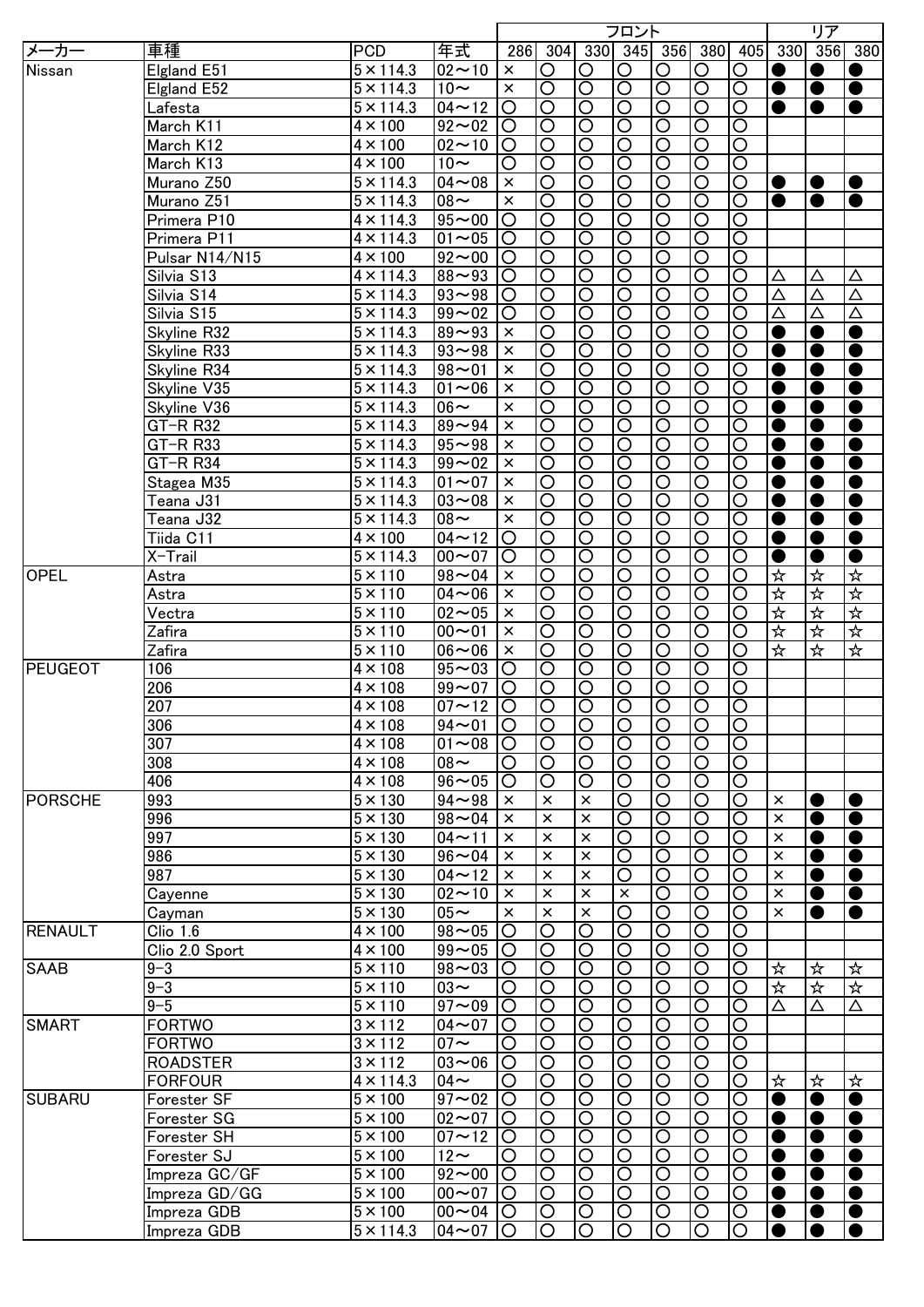| メーカー | 車種 | PCD | 年式 | フロント | | | | | | | リア | | |
|---|---|---|---|---|---|---|---|---|---|---|---|---|---|
| | | | | 286 | 304 | 330 | 345 | 356 | 380 | 405 | 330 | 356 | 380 |
| Nissan | Elgland E51 | 5×114.3 | 02～10 | × | ○ | ○ | ○ | ○ | ○ | ○ | ● | ● | ● |
| | Elgland E52 | 5×114.3 | 10～ | × | ○ | ○ | ○ | ○ | ○ | ○ | ● | ● | ● |
| | Lafesta | 5×114.3 | 04～12 | ○ | ○ | ○ | ○ | ○ | ○ | ○ | ● | ● | ● |
| | March K11 | 4×100 | 92～02 | ○ | ○ | ○ | ○ | ○ | ○ | ○ | | | |
| | March K12 | 4×100 | 02～10 | ○ | ○ | ○ | ○ | ○ | ○ | ○ | | | |
| | March K13 | 4×100 | 10～ | ○ | ○ | ○ | ○ | ○ | ○ | ○ | | | |
| | Murano Z50 | 5×114.3 | 04～08 | × | ○ | ○ | ○ | ○ | ○ | ○ | ● | ● | ● |
| | Murano Z51 | 5×114.3 | 08～ | × | ○ | ○ | ○ | ○ | ○ | ○ | ● | ● | ● |
| | Primera P10 | 4×114.3 | 95～00 | ○ | ○ | ○ | ○ | ○ | ○ | ○ | | | |
| | Primera P11 | 4×114.3 | 01～05 | ○ | ○ | ○ | ○ | ○ | ○ | ○ | | | |
| | Pulsar N14/N15 | 4×100 | 92～00 | ○ | ○ | ○ | ○ | ○ | ○ | ○ | | | |
| | Silvia S13 | 4×114.3 | 88～93 | ○ | ○ | ○ | ○ | ○ | ○ | ○ | △ | △ | △ |
| | Silvia S14 | 5×114.3 | 93～98 | ○ | ○ | ○ | ○ | ○ | ○ | ○ | △ | △ | △ |
| | Silvia S15 | 5×114.3 | 99～02 | ○ | ○ | ○ | ○ | ○ | ○ | ○ | △ | △ | △ |
| | Skyline R32 | 5×114.3 | 89～93 | × | ○ | ○ | ○ | ○ | ○ | ○ | ● | ● | ● |
| | Skyline R33 | 5×114.3 | 93～98 | × | ○ | ○ | ○ | ○ | ○ | ○ | ● | ● | ● |
| | Skyline R34 | 5×114.3 | 98～01 | × | ○ | ○ | ○ | ○ | ○ | ○ | ● | ● | ● |
| | Skyline V35 | 5×114.3 | 01～06 | × | ○ | ○ | ○ | ○ | ○ | ○ | ● | ● | ● |
| | Skyline V36 | 5×114.3 | 06～ | × | ○ | ○ | ○ | ○ | ○ | ○ | ● | ● | ● |
| | GT-R R32 | 5×114.3 | 89～94 | × | ○ | ○ | ○ | ○ | ○ | ○ | ● | ● | ● |
| | GT-R R33 | 5×114.3 | 95～98 | × | ○ | ○ | ○ | ○ | ○ | ○ | ● | ● | ● |
| | GT-R R34 | 5×114.3 | 99～02 | × | ○ | ○ | ○ | ○ | ○ | ○ | ● | ● | ● |
| | Stagea M35 | 5×114.3 | 01～07 | × | ○ | ○ | ○ | ○ | ○ | ○ | ● | ● | ● |
| | Teana J31 | 5×114.3 | 03～08 | × | ○ | ○ | ○ | ○ | ○ | ○ | ● | ● | ● |
| | Teana J32 | 5×114.3 | 08～ | × | ○ | ○ | ○ | ○ | ○ | ○ | ● | ● | ● |
| | Tiida C11 | 4×100 | 04～12 | ○ | ○ | ○ | ○ | ○ | ○ | ○ | ● | ● | ● |
| | X-Trail | 5×114.3 | 00～07 | ○ | ○ | ○ | ○ | ○ | ○ | ○ | ● | ● | ● |
| OPEL | Astra | 5×110 | 98～04 | × | ○ | ○ | ○ | ○ | ○ | ○ | ☆ | ☆ | ☆ |
| | Astra | 5×110 | 04～06 | × | ○ | ○ | ○ | ○ | ○ | ○ | ☆ | ☆ | ☆ |
| | Vectra | 5×110 | 02～05 | × | ○ | ○ | ○ | ○ | ○ | ○ | ☆ | ☆ | ☆ |
| | Zafira | 5×110 | 00～01 | × | ○ | ○ | ○ | ○ | ○ | ○ | ☆ | ☆ | ☆ |
| | Zafira | 5×110 | 06～06 | × | ○ | ○ | ○ | ○ | ○ | ○ | ☆ | ☆ | ☆ |
| PEUGEOT | 106 | 4×108 | 95～03 | ○ | ○ | ○ | ○ | ○ | ○ | ○ | | | |
| | 206 | 4×108 | 99～07 | ○ | ○ | ○ | ○ | ○ | ○ | ○ | | | |
| | 207 | 4×108 | 07～12 | ○ | ○ | ○ | ○ | ○ | ○ | ○ | | | |
| | 306 | 4×108 | 94～01 | ○ | ○ | ○ | ○ | ○ | ○ | ○ | | | |
| | 307 | 4×108 | 01～08 | ○ | ○ | ○ | ○ | ○ | ○ | ○ | | | |
| | 308 | 4×108 | 08～ | ○ | ○ | ○ | ○ | ○ | ○ | ○ | | | |
| | 406 | 4×108 | 96～05 | ○ | ○ | ○ | ○ | ○ | ○ | ○ | | | |
| PORSCHE | 993 | 5×130 | 94～98 | × | × | × | ○ | ○ | ○ | ○ | × | ● | ● |
| | 996 | 5×130 | 98～04 | × | × | × | ○ | ○ | ○ | ○ | × | ● | ● |
| | 997 | 5×130 | 04～11 | × | × | × | ○ | ○ | ○ | ○ | × | ● | ● |
| | 986 | 5×130 | 96～04 | × | × | × | ○ | ○ | ○ | ○ | × | ● | ● |
| | 987 | 5×130 | 04～12 | × | × | × | ○ | ○ | ○ | ○ | × | ● | ● |
| | Cayenne | 5×130 | 02～10 | × | × | × | × | ○ | ○ | ○ | × | ● | ● |
| | Cayman | 5×130 | 05～ | × | × | × | ○ | ○ | ○ | ○ | × | ● | ● |
| RENAULT | Clio 1.6 | 4×100 | 98～05 | ○ | ○ | ○ | ○ | ○ | ○ | ○ | | | |
| | Clio 2.0 Sport | 4×100 | 99～05 | ○ | ○ | ○ | ○ | ○ | ○ | ○ | | | |
| SAAB | 9-3 | 5×110 | 98～03 | ○ | ○ | ○ | ○ | ○ | ○ | ○ | ☆ | ☆ | ☆ |
| | 9-3 | 5×110 | 03～ | ○ | ○ | ○ | ○ | ○ | ○ | ○ | ☆ | ☆ | ☆ |
| | 9-5 | 5×110 | 97～09 | ○ | ○ | ○ | ○ | ○ | ○ | ○ | △ | △ | △ |
| SMART | FORTWO | 3×112 | 04～07 | ○ | ○ | ○ | ○ | ○ | ○ | ○ | | | |
| | FORTWO | 3×112 | 07～ | ○ | ○ | ○ | ○ | ○ | ○ | ○ | | | |
| | ROADSTER | 3×112 | 03～06 | ○ | ○ | ○ | ○ | ○ | ○ | ○ | | | |
| | FORFOUR | 4×114.3 | 04～ | ○ | ○ | ○ | ○ | ○ | ○ | ○ | ☆ | ☆ | ☆ |
| SUBARU | Forester SF | 5×100 | 97～02 | ○ | ○ | ○ | ○ | ○ | ○ | ○ | ● | ● | ● |
| | Forester SG | 5×100 | 02～07 | ○ | ○ | ○ | ○ | ○ | ○ | ○ | ● | ● | ● |
| | Forester SH | 5×100 | 07～12 | ○ | ○ | ○ | ○ | ○ | ○ | ○ | ● | ● | ● |
| | Forester SJ | 5×100 | 12～ | ○ | ○ | ○ | ○ | ○ | ○ | ○ | ● | ● | ● |
| | Impreza GC/GF | 5×100 | 92～00 | ○ | ○ | ○ | ○ | ○ | ○ | ○ | ● | ● | ● |
| | Impreza GD/GG | 5×100 | 00～07 | ○ | ○ | ○ | ○ | ○ | ○ | ○ | ● | ● | ● |
| | Impreza GDB | 5×100 | 00～04 | ○ | ○ | ○ | ○ | ○ | ○ | ○ | ● | ● | ● |
| | Impreza GDB | 5×114.3 | 04～07 | ○ | ○ | ○ | ○ | ○ | ○ | ○ | ● | ● | ● |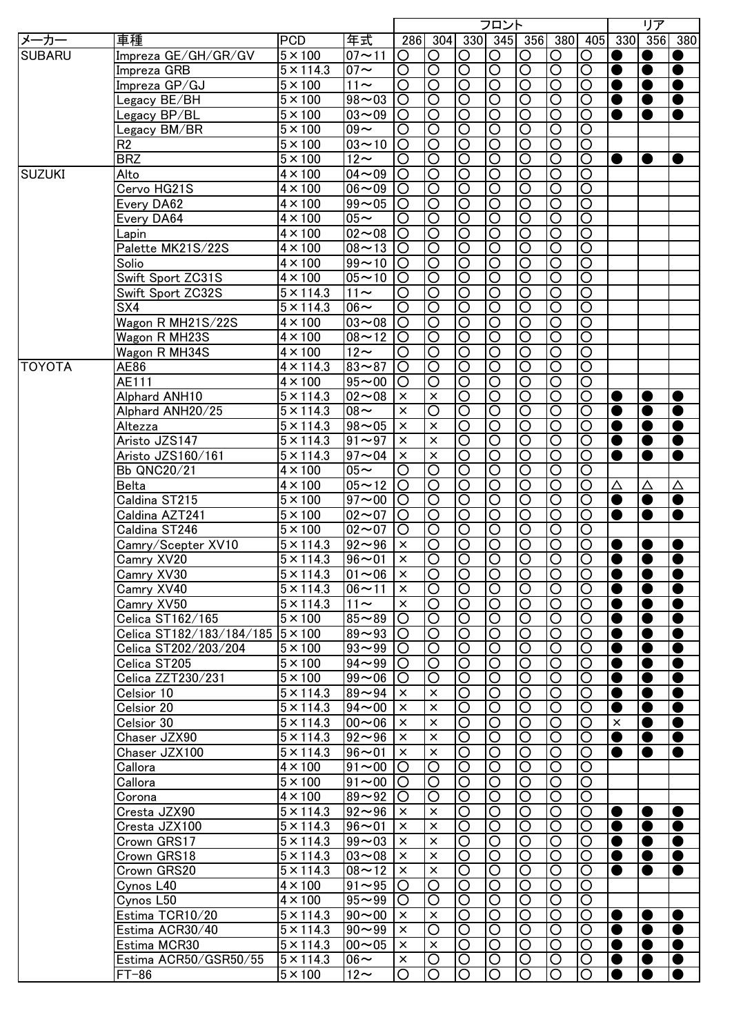| メーカー | 車種 | PCD | 年式 | フロント | | | | | | | リア | | |
|---|---|---|---|---|---|---|---|---|---|---|---|---|---|
| | | | | 286 | 304 | 330 | 345 | 356 | 380 | 405 | 330 | 356 | 380 |
| SUBARU | Impreza GE/GH/GR/GV | 5×100 | 07～11 | ○ | ○ | ○ | ○ | ○ | ○ | ○ | ● | ● | ● |
| | Impreza GRB | 5×114.3 | 07～ | ○ | ○ | ○ | ○ | ○ | ○ | ○ | ● | ● | ● |
| | Impreza GP/GJ | 5×100 | 11～ | ○ | ○ | ○ | ○ | ○ | ○ | ○ | ● | ● | ● |
| | Legacy BE/BH | 5×100 | 98～03 | ○ | ○ | ○ | ○ | ○ | ○ | ○ | ● | ● | ● |
| | Legacy BP/BL | 5×100 | 03～09 | ○ | ○ | ○ | ○ | ○ | ○ | ○ | ● | ● | ● |
| | Legacy BM/BR | 5×100 | 09～ | ○ | ○ | ○ | ○ | ○ | ○ | ○ | | | |
| | R2 | 5×100 | 03～10 | ○ | ○ | ○ | ○ | ○ | ○ | ○ | | | |
| | BRZ | 5×100 | 12～ | ○ | ○ | ○ | ○ | ○ | ○ | ○ | ● | ● | ● |
| SUZUKI | Alto | 4×100 | 04～09 | ○ | ○ | ○ | ○ | ○ | ○ | ○ | | | |
| | Cervo HG21S | 4×100 | 06～09 | ○ | ○ | ○ | ○ | ○ | ○ | ○ | | | |
| | Every DA62 | 4×100 | 99～05 | ○ | ○ | ○ | ○ | ○ | ○ | ○ | | | |
| | Every DA64 | 4×100 | 05～ | ○ | ○ | ○ | ○ | ○ | ○ | ○ | | | |
| | Lapin | 4×100 | 02～08 | ○ | ○ | ○ | ○ | ○ | ○ | ○ | | | |
| | Palette MK21S/22S | 4×100 | 08～13 | ○ | ○ | ○ | ○ | ○ | ○ | ○ | | | |
| | Solio | 4×100 | 99～10 | ○ | ○ | ○ | ○ | ○ | ○ | ○ | | | |
| | Swift Sport ZC31S | 4×100 | 05～10 | ○ | ○ | ○ | ○ | ○ | ○ | ○ | | | |
| | Swift Sport ZC32S | 5×114.3 | 11～ | ○ | ○ | ○ | ○ | ○ | ○ | ○ | | | |
| | SX4 | 5×114.3 | 06～ | ○ | ○ | ○ | ○ | ○ | ○ | ○ | | | |
| | Wagon R MH21S/22S | 4×100 | 03～08 | ○ | ○ | ○ | ○ | ○ | ○ | ○ | | | |
| | Wagon R MH23S | 4×100 | 08～12 | ○ | ○ | ○ | ○ | ○ | ○ | ○ | | | |
| | Wagon R MH34S | 4×100 | 12～ | ○ | ○ | ○ | ○ | ○ | ○ | ○ | | | |
| TOYOTA | AE86 | 4×114.3 | 83～87 | ○ | ○ | ○ | ○ | ○ | ○ | ○ | | | |
| | AE111 | 4×100 | 95～00 | ○ | ○ | ○ | ○ | ○ | ○ | ○ | | | |
| | Alphard ANH10 | 5×114.3 | 02～08 | × | × | ○ | ○ | ○ | ○ | ○ | ● | ● | ● |
| | Alphard ANH20/25 | 5×114.3 | 08～ | × | ○ | ○ | ○ | ○ | ○ | ○ | ● | ● | ● |
| | Altezza | 5×114.3 | 98～05 | × | × | ○ | ○ | ○ | ○ | ○ | ● | ● | ● |
| | Aristo JZS147 | 5×114.3 | 91～97 | × | × | ○ | ○ | ○ | ○ | ○ | ● | ● | ● |
| | Aristo JZS160/161 | 5×114.3 | 97～04 | × | × | ○ | ○ | ○ | ○ | ○ | ● | ● | ● |
| | Bb QNC20/21 | 4×100 | 05～ | ○ | ○ | ○ | ○ | ○ | ○ | ○ | | | |
| | Belta | 4×100 | 05～12 | ○ | ○ | ○ | ○ | ○ | ○ | ○ | △ | △ | △ |
| | Caldina ST215 | 5×100 | 97～00 | ○ | ○ | ○ | ○ | ○ | ○ | ○ | ● | ● | ● |
| | Caldina AZT241 | 5×100 | 02～07 | ○ | ○ | ○ | ○ | ○ | ○ | ○ | ● | ● | ● |
| | Caldina ST246 | 5×100 | 02～07 | ○ | ○ | ○ | ○ | ○ | ○ | ○ | | | |
| | Camry/Scepter XV10 | 5×114.3 | 92～96 | × | ○ | ○ | ○ | ○ | ○ | ○ | ● | ● | ● |
| | Camry XV20 | 5×114.3 | 96～01 | × | ○ | ○ | ○ | ○ | ○ | ○ | ● | ● | ● |
| | Camry XV30 | 5×114.3 | 01～06 | × | ○ | ○ | ○ | ○ | ○ | ○ | ● | ● | ● |
| | Camry XV40 | 5×114.3 | 06～11 | × | ○ | ○ | ○ | ○ | ○ | ○ | ● | ● | ● |
| | Camry XV50 | 5×114.3 | 11～ | × | ○ | ○ | ○ | ○ | ○ | ○ | ● | ● | ● |
| | Celica ST162/165 | 5×100 | 85～89 | ○ | ○ | ○ | ○ | ○ | ○ | ○ | ● | ● | ● |
| | Celica ST182/183/184/185 | 5×100 | 89～93 | ○ | ○ | ○ | ○ | ○ | ○ | ○ | ● | ● | ● |
| | Celica ST202/203/204 | 5×100 | 93～99 | ○ | ○ | ○ | ○ | ○ | ○ | ○ | ● | ● | ● |
| | Celica ST205 | 5×100 | 94～99 | ○ | ○ | ○ | ○ | ○ | ○ | ○ | ● | ● | ● |
| | Celica ZZT230/231 | 5×100 | 99～06 | ○ | ○ | ○ | ○ | ○ | ○ | ○ | ● | ● | ● |
| | Celsior 10 | 5×114.3 | 89～94 | × | × | ○ | ○ | ○ | ○ | ○ | ● | ● | ● |
| | Celsior 20 | 5×114.3 | 94～00 | × | × | ○ | ○ | ○ | ○ | ○ | ● | ● | ● |
| | Celsior 30 | 5×114.3 | 00～06 | × | × | ○ | ○ | ○ | ○ | ○ | × | ● | ● |
| | Chaser JZX90 | 5×114.3 | 92～96 | × | × | ○ | ○ | ○ | ○ | ○ | ● | ● | ● |
| | Chaser JZX100 | 5×114.3 | 96～01 | × | × | ○ | ○ | ○ | ○ | ○ | ● | ● | ● |
| | Callora | 4×100 | 91～00 | ○ | ○ | ○ | ○ | ○ | ○ | ○ | | | |
| | Callora | 5×100 | 91～00 | ○ | ○ | ○ | ○ | ○ | ○ | ○ | | | |
| | Corona | 4×100 | 89～92 | ○ | ○ | ○ | ○ | ○ | ○ | ○ | | | |
| | Cresta JZX90 | 5×114.3 | 92～96 | × | × | ○ | ○ | ○ | ○ | ○ | ● | ● | ● |
| | Cresta JZX100 | 5×114.3 | 96～01 | × | × | ○ | ○ | ○ | ○ | ○ | ● | ● | ● |
| | Crown GRS17 | 5×114.3 | 99～03 | × | × | ○ | ○ | ○ | ○ | ○ | ● | ● | ● |
| | Crown GRS18 | 5×114.3 | 03～08 | × | × | ○ | ○ | ○ | ○ | ○ | ● | ● | ● |
| | Crown GRS20 | 5×114.3 | 08～12 | × | × | ○ | ○ | ○ | ○ | ○ | ● | ● | ● |
| | Cynos L40 | 4×100 | 91～95 | ○ | ○ | ○ | ○ | ○ | ○ | ○ | | | |
| | Cynos L50 | 4×100 | 95～99 | ○ | ○ | ○ | ○ | ○ | ○ | ○ | | | |
| | Estima TCR10/20 | 5×114.3 | 90～00 | × | × | ○ | ○ | ○ | ○ | ○ | ● | ● | ● |
| | Estima ACR30/40 | 5×114.3 | 90～99 | × | ○ | ○ | ○ | ○ | ○ | ○ | ● | ● | ● |
| | Estima MCR30 | 5×114.3 | 00～05 | × | × | ○ | ○ | ○ | ○ | ○ | ● | ● | ● |
| | Estima ACR50/GSR50/55 | 5×114.3 | 06～ | × | ○ | ○ | ○ | ○ | ○ | ○ | ● | ● | ● |
| | FT-86 | 5×100 | 12～ | ○ | ○ | ○ | ○ | ○ | ○ | ○ | ● | ● | ● |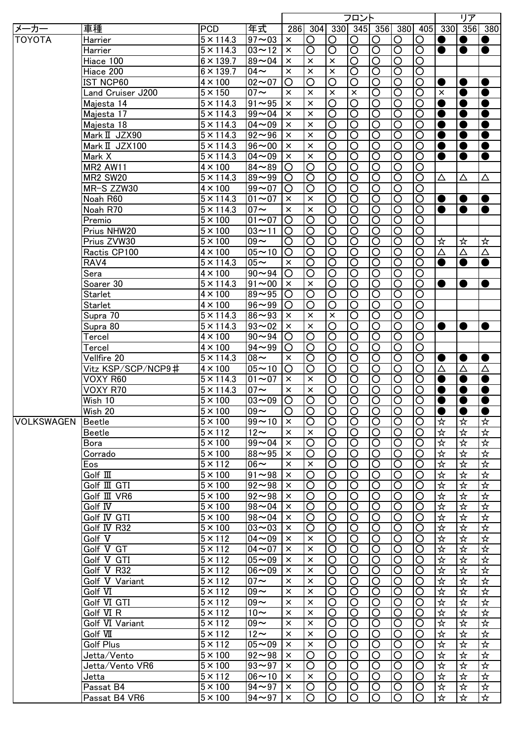| メーカー | 車種 | PCD | 年式 | フロント | | | | | | | リア | | |
|---|---|---|---|---|---|---|---|---|---|---|---|---|---|
| | | | | 286 | 304 | 330 | 345 | 356 | 380 | 405 | 330 | 356 | 380 |
| TOYOTA | Harrier | 5×114.3 | 97～03 | × | ○ | ○ | ○ | ○ | ○ | ○ | ● | ● | ● |
| | Harrier | 5×114.3 | 03～12 | × | ○ | ○ | ○ | ○ | ○ | ○ | ● | ● | ● |
| | Hiace 100 | 6×139.7 | 89～04 | × | × | × | ○ | ○ | ○ | ○ | | | |
| | Hiace 200 | 6×139.7 | 04～ | × | × | × | ○ | ○ | ○ | ○ | | | |
| | IST NCP60 | 4×100 | 02～07 | ○ | ○ | ○ | ○ | ○ | ○ | ○ | ● | ● | ● |
| | Land Cruiser J200 | 5×150 | 07～ | × | × | × | × | ○ | ○ | ○ | × | ● | ● |
| | Majesta 14 | 5×114.3 | 91～95 | × | × | ○ | ○ | ○ | ○ | ○ | ● | ● | ● |
| | Majesta 17 | 5×114.3 | 99～04 | × | × | ○ | ○ | ○ | ○ | ○ | ● | ● | ● |
| | Majesta 18 | 5×114.3 | 04～09 | × | × | ○ | ○ | ○ | ○ | ○ | ● | ● | ● |
| | MarkⅡ JZX90 | 5×114.3 | 92～96 | × | × | ○ | ○ | ○ | ○ | ○ | ● | ● | ● |
| | MarkⅡ JZX100 | 5×114.3 | 96～00 | × | × | ○ | ○ | ○ | ○ | ○ | ● | ● | ● |
| | Mark X | 5×114.3 | 04～09 | × | × | ○ | ○ | ○ | ○ | ○ | ● | ● | ● |
| | MR2 AW11 | 4×100 | 84～89 | ○ | ○ | ○ | ○ | ○ | ○ | ○ | | | |
| | MR2 SW20 | 5×114.3 | 89～99 | ○ | ○ | ○ | ○ | ○ | ○ | ○ | △ | △ | △ |
| | MR-S ZZW30 | 4×100 | 99～07 | ○ | ○ | ○ | ○ | ○ | ○ | ○ | | | |
| | Noah R60 | 5×114.3 | 01～07 | × | × | ○ | ○ | ○ | ○ | ○ | ● | ● | ● |
| | Noah R70 | 5×114.3 | 07～ | × | × | ○ | ○ | ○ | ○ | ○ | ● | ● | ● |
| | Premio | 5×100 | 01～07 | ○ | ○ | ○ | ○ | ○ | ○ | ○ | | | |
| | Prius NHW20 | 5×100 | 03～11 | ○ | ○ | ○ | ○ | ○ | ○ | ○ | | | |
| | Prius ZVW30 | 5×100 | 09～ | ○ | ○ | ○ | ○ | ○ | ○ | ○ | ☆ | ☆ | ☆ |
| | Ractis CP100 | 4×100 | 05～10 | ○ | ○ | ○ | ○ | ○ | ○ | ○ | △ | △ | △ |
| | RAV4 | 5×114.3 | 05～ | × | ○ | ○ | ○ | ○ | ○ | ○ | ● | ● | ● |
| | Sera | 4×100 | 90～94 | ○ | ○ | ○ | ○ | ○ | ○ | ○ | | | |
| | Soarer 30 | 5×114.3 | 91～00 | × | × | ○ | ○ | ○ | ○ | ○ | ● | ● | ● |
| | Starlet | 4×100 | 89～95 | ○ | ○ | ○ | ○ | ○ | ○ | ○ | | | |
| | Starlet | 4×100 | 96～99 | ○ | ○ | ○ | ○ | ○ | ○ | ○ | | | |
| | Supra 70 | 5×114.3 | 86～93 | × | × | × | ○ | ○ | ○ | ○ | | | |
| | Supra 80 | 5×114.3 | 93～02 | × | × | ○ | ○ | ○ | ○ | ○ | ● | ● | ● |
| | Tercel | 4×100 | 90～94 | ○ | ○ | ○ | ○ | ○ | ○ | ○ | | | |
| | Tercel | 4×100 | 94～99 | ○ | ○ | ○ | ○ | ○ | ○ | ○ | | | |
| | Vellfire 20 | 5×114.3 | 08～ | × | ○ | ○ | ○ | ○ | ○ | ○ | ● | ● | ● |
| | Vitz KSP/SCP/NCP9＃ | 4×100 | 05～10 | ○ | ○ | ○ | ○ | ○ | ○ | ○ | △ | △ | △ |
| | VOXY R60 | 5×114.3 | 01～07 | × | × | ○ | ○ | ○ | ○ | ○ | ● | ● | ● |
| | VOXY R70 | 5×114.3 | 07～ | × | × | ○ | ○ | ○ | ○ | ○ | ● | ● | ● |
| | Wish 10 | 5×100 | 03～09 | ○ | ○ | ○ | ○ | ○ | ○ | ○ | ● | ● | ● |
| | Wish 20 | 5×100 | 09～ | ○ | ○ | ○ | ○ | ○ | ○ | ○ | ● | ● | ● |
| VOLKSWAGEN | Beetle | 5×100 | 99～10 | × | ○ | ○ | ○ | ○ | ○ | ○ | ☆ | ☆ | ☆ |
| | Beetle | 5×112 | 12～ | × | × | ○ | ○ | ○ | ○ | ○ | ☆ | ☆ | ☆ |
| | Bora | 5×100 | 99～04 | × | ○ | ○ | ○ | ○ | ○ | ○ | ☆ | ☆ | ☆ |
| | Corrado | 5×100 | 88～95 | × | ○ | ○ | ○ | ○ | ○ | ○ | ☆ | ☆ | ☆ |
| | Eos | 5×112 | 06～ | × | × | ○ | ○ | ○ | ○ | ○ | ☆ | ☆ | ☆ |
| | Golf Ⅲ | 5×100 | 91～98 | × | ○ | ○ | ○ | ○ | ○ | ○ | ☆ | ☆ | ☆ |
| | Golf Ⅲ GTI | 5×100 | 92～98 | × | ○ | ○ | ○ | ○ | ○ | ○ | ☆ | ☆ | ☆ |
| | Golf Ⅲ VR6 | 5×100 | 92～98 | × | ○ | ○ | ○ | ○ | ○ | ○ | ☆ | ☆ | ☆ |
| | Golf Ⅳ | 5×100 | 98～04 | × | ○ | ○ | ○ | ○ | ○ | ○ | ☆ | ☆ | ☆ |
| | Golf Ⅳ GTI | 5×100 | 98～04 | × | ○ | ○ | ○ | ○ | ○ | ○ | ☆ | ☆ | ☆ |
| | Golf Ⅳ R32 | 5×100 | 03～03 | × | ○ | ○ | ○ | ○ | ○ | ○ | ☆ | ☆ | ☆ |
| | Golf Ⅴ | 5×112 | 04～09 | × | × | ○ | ○ | ○ | ○ | ○ | ☆ | ☆ | ☆ |
| | Golf Ⅴ GT | 5×112 | 04～07 | × | × | ○ | ○ | ○ | ○ | ○ | ☆ | ☆ | ☆ |
| | Golf Ⅴ GTI | 5×112 | 05～09 | × | × | ○ | ○ | ○ | ○ | ○ | ☆ | ☆ | ☆ |
| | Golf Ⅴ R32 | 5×112 | 06～09 | × | × | ○ | ○ | ○ | ○ | ○ | ☆ | ☆ | ☆ |
| | Golf Ⅴ Variant | 5×112 | 07～ | × | × | ○ | ○ | ○ | ○ | ○ | ☆ | ☆ | ☆ |
| | Golf Ⅵ | 5×112 | 09～ | × | × | ○ | ○ | ○ | ○ | ○ | ☆ | ☆ | ☆ |
| | Golf Ⅵ GTI | 5×112 | 09～ | × | × | ○ | ○ | ○ | ○ | ○ | ☆ | ☆ | ☆ |
| | Golf Ⅵ R | 5×112 | 10～ | × | × | ○ | ○ | ○ | ○ | ○ | ☆ | ☆ | ☆ |
| | Golf Ⅵ Variant | 5×112 | 09～ | × | × | ○ | ○ | ○ | ○ | ○ | ☆ | ☆ | ☆ |
| | Golf Ⅶ | 5×112 | 12～ | × | × | ○ | ○ | ○ | ○ | ○ | ☆ | ☆ | ☆ |
| | Golf Plus | 5×112 | 05～09 | × | × | ○ | ○ | ○ | ○ | ○ | ☆ | ☆ | ☆ |
| | Jetta/Vento | 5×100 | 92～98 | × | ○ | ○ | ○ | ○ | ○ | ○ | ☆ | ☆ | ☆ |
| | Jetta/Vento VR6 | 5×100 | 93～97 | × | ○ | ○ | ○ | ○ | ○ | ○ | ☆ | ☆ | ☆ |
| | Jetta | 5×112 | 06～10 | × | × | ○ | ○ | ○ | ○ | ○ | ☆ | ☆ | ☆ |
| | Passat B4 | 5×100 | 94～97 | × | ○ | ○ | ○ | ○ | ○ | ○ | ☆ | ☆ | ☆ |
| | Passat B4 VR6 | 5×100 | 94～97 | × | ○ | ○ | ○ | ○ | ○ | ○ | ☆ | ☆ | ☆ |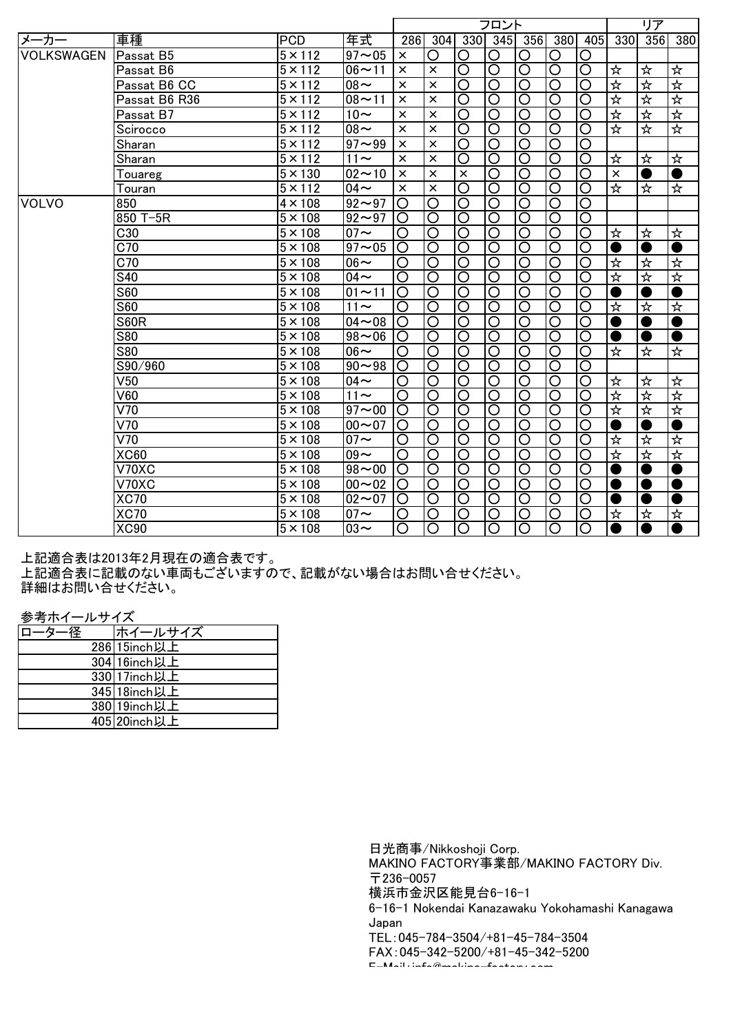| | | | | フロント | | | | | | | リア | | |
|---|---|---|---|---|---|---|---|---|---|---|---|---|---|
| メーカー | 車種 | PCD | 年式 | 286 | 304 | 330 | 345 | 356 | 380 | 405 | 330 | 356 | 380 |
| VOLKSWAGEN | Passat B5 | 5×112 | 97～05 | × | ○ | ○ | ○ | ○ | ○ | ○ | | | |
| | Passat B6 | 5×112 | 06～11 | × | × | ○ | ○ | ○ | ○ | ○ | ☆ | ☆ | ☆ |
| | Passat B6 CC | 5×112 | 08～ | × | × | ○ | ○ | ○ | ○ | ○ | ☆ | ☆ | ☆ |
| | Passat B6 R36 | 5×112 | 08～11 | × | × | ○ | ○ | ○ | ○ | ○ | ☆ | ☆ | ☆ |
| | Passat B7 | 5×112 | 10～ | × | × | ○ | ○ | ○ | ○ | ○ | ☆ | ☆ | ☆ |
| | Scirocco | 5×112 | 08～ | × | × | ○ | ○ | ○ | ○ | ○ | ☆ | ☆ | ☆ |
| | Sharan | 5×112 | 97～99 | × | × | ○ | ○ | ○ | ○ | ○ | | | |
| | Sharan | 5×112 | 11～ | × | × | ○ | ○ | ○ | ○ | ○ | ☆ | ☆ | ☆ |
| | Touareg | 5×130 | 02～10 | × | × | × | ○ | ○ | ○ | ○ | × | ● | ● |
| | Touran | 5×112 | 04～ | × | × | ○ | ○ | ○ | ○ | ○ | ☆ | ☆ | ☆ |
| VOLVO | 850 | 4×108 | 92～97 | ○ | ○ | ○ | ○ | ○ | ○ | ○ | | | |
| | 850 T-5R | 5×108 | 92～97 | ○ | ○ | ○ | ○ | ○ | ○ | ○ | | | |
| | C30 | 5×108 | 07～ | ○ | ○ | ○ | ○ | ○ | ○ | ○ | ☆ | ☆ | ☆ |
| | C70 | 5×108 | 97～05 | ○ | ○ | ○ | ○ | ○ | ○ | ○ | ● | ● | ● |
| | C70 | 5×108 | 06～ | ○ | ○ | ○ | ○ | ○ | ○ | ○ | ☆ | ☆ | ☆ |
| | S40 | 5×108 | 04～ | ○ | ○ | ○ | ○ | ○ | ○ | ○ | ☆ | ☆ | ☆ |
| | S60 | 5×108 | 01～11 | ○ | ○ | ○ | ○ | ○ | ○ | ○ | ● | ● | ● |
| | S60 | 5×108 | 11～ | ○ | ○ | ○ | ○ | ○ | ○ | ○ | ☆ | ☆ | ☆ |
| | S60R | 5×108 | 04～08 | ○ | ○ | ○ | ○ | ○ | ○ | ○ | ● | ● | ● |
| | S80 | 5×108 | 98～06 | ○ | ○ | ○ | ○ | ○ | ○ | ○ | ● | ● | ● |
| | S80 | 5×108 | 06～ | ○ | ○ | ○ | ○ | ○ | ○ | ○ | ☆ | ☆ | ☆ |
| | S90/960 | 5×108 | 90～98 | ○ | ○ | ○ | ○ | ○ | ○ | ○ | | | |
| | V50 | 5×108 | 04～ | ○ | ○ | ○ | ○ | ○ | ○ | ○ | ☆ | ☆ | ☆ |
| | V60 | 5×108 | 11～ | ○ | ○ | ○ | ○ | ○ | ○ | ○ | ☆ | ☆ | ☆ |
| | V70 | 5×108 | 97～00 | ○ | ○ | ○ | ○ | ○ | ○ | ○ | ☆ | ☆ | ☆ |
| | V70 | 5×108 | 00～07 | ○ | ○ | ○ | ○ | ○ | ○ | ○ | ● | ● | ● |
| | V70 | 5×108 | 07～ | ○ | ○ | ○ | ○ | ○ | ○ | ○ | ☆ | ☆ | ☆ |
| | XC60 | 5×108 | 09～ | ○ | ○ | ○ | ○ | ○ | ○ | ○ | ☆ | ☆ | ☆ |
| | V70XC | 5×108 | 98～00 | ○ | ○ | ○ | ○ | ○ | ○ | ○ | ● | ● | ● |
| | V70XC | 5×108 | 00～02 | ○ | ○ | ○ | ○ | ○ | ○ | ○ | ● | ● | ● |
| | XC70 | 5×108 | 02～07 | ○ | ○ | ○ | ○ | ○ | ○ | ○ | ● | ● | ● |
| | XC70 | 5×108 | 07～ | ○ | ○ | ○ | ○ | ○ | ○ | ○ | ☆ | ☆ | ☆ |
| | XC90 | 5×108 | 03～ | ○ | ○ | ○ | ○ | ○ | ○ | ○ | ● | ● | ● |

上記適合表は2013年2月現在の適合表です。
上記適合表に記載のない車両もございますので、記載がない場合はお問い合せください。
詳細はお問い合せください。

参考ホイールサイズ

| ローター径 | ホイールサイズ |
|---|---|
| 286 | 15inch以上 |
| 304 | 16inch以上 |
| 330 | 17inch以上 |
| 345 | 18inch以上 |
| 380 | 19inch以上 |
| 405 | 20inch以上 |

日光商事/Nikkoshoji Corp.
MAKINO FACTORY事業部/MAKINO FACTORY Div.
〒236-0057
横浜市金沢区能見台6-16-1
6-16-1 Nokendai Kanazawaku Yokohamashi Kanagawa Japan
TEL：045-784-3504/+81-45-784-3504
FAX：045-342-5200/+81-45-342-5200
E-Mail：info@makino-factory.com